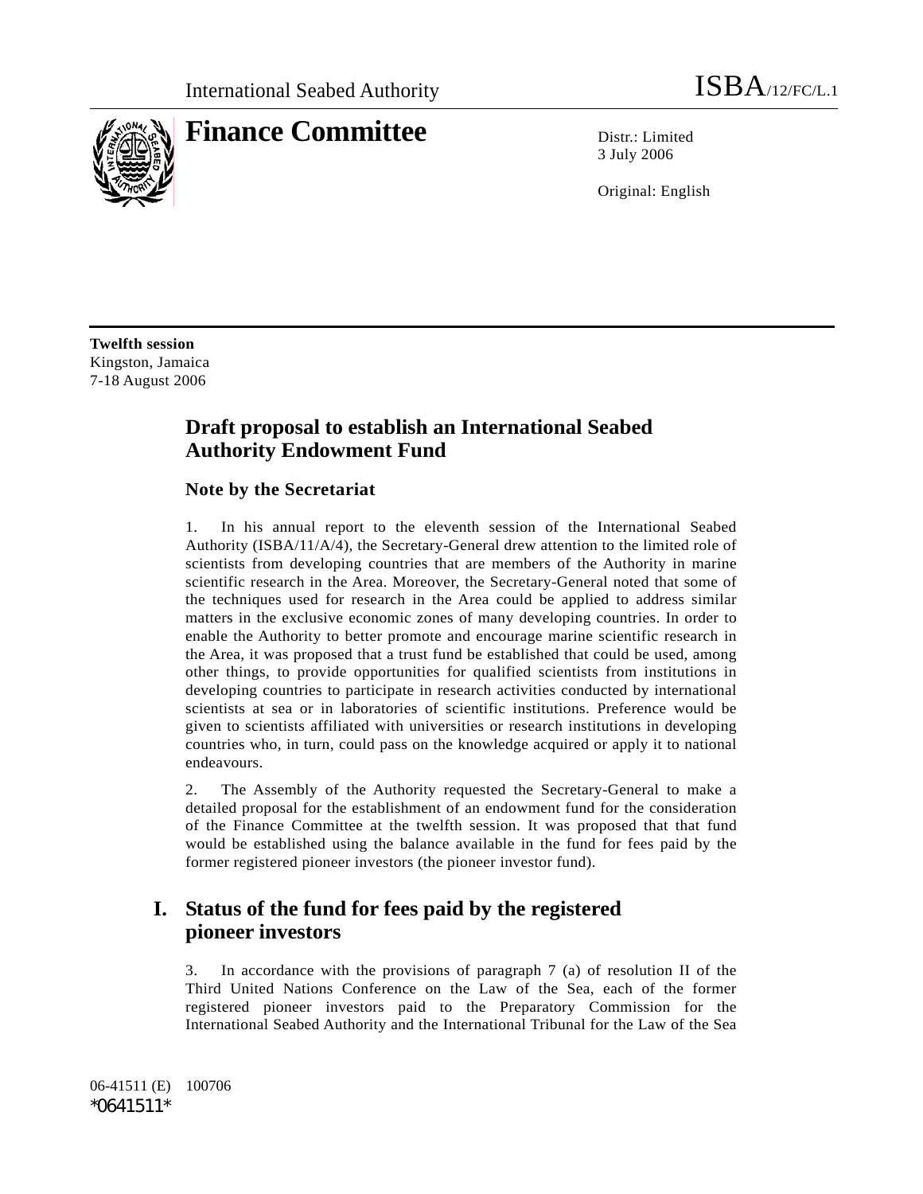International Seabed Authority ISBA/12/FC/L.1

# Finance Committee

Distr.: Limited
3 July 2006

Original: English

**Twelfth session**
Kingston, Jamaica
7-18 August 2006

## Draft proposal to establish an International Seabed Authority Endowment Fund

### Note by the Secretariat

1. In his annual report to the eleventh session of the International Seabed Authority (ISBA/11/A/4), the Secretary-General drew attention to the limited role of scientists from developing countries that are members of the Authority in marine scientific research in the Area. Moreover, the Secretary-General noted that some of the techniques used for research in the Area could be applied to address similar matters in the exclusive economic zones of many developing countries. In order to enable the Authority to better promote and encourage marine scientific research in the Area, it was proposed that a trust fund be established that could be used, among other things, to provide opportunities for qualified scientists from institutions in developing countries to participate in research activities conducted by international scientists at sea or in laboratories of scientific institutions. Preference would be given to scientists affiliated with universities or research institutions in developing countries who, in turn, could pass on the knowledge acquired or apply it to national endeavours.

2. The Assembly of the Authority requested the Secretary-General to make a detailed proposal for the establishment of an endowment fund for the consideration of the Finance Committee at the twelfth session. It was proposed that that fund would be established using the balance available in the fund for fees paid by the former registered pioneer investors (the pioneer investor fund).

## I. Status of the fund for fees paid by the registered pioneer investors

3. In accordance with the provisions of paragraph 7 (a) of resolution II of the Third United Nations Conference on the Law of the Sea, each of the former registered pioneer investors paid to the Preparatory Commission for the International Seabed Authority and the International Tribunal for the Law of the Sea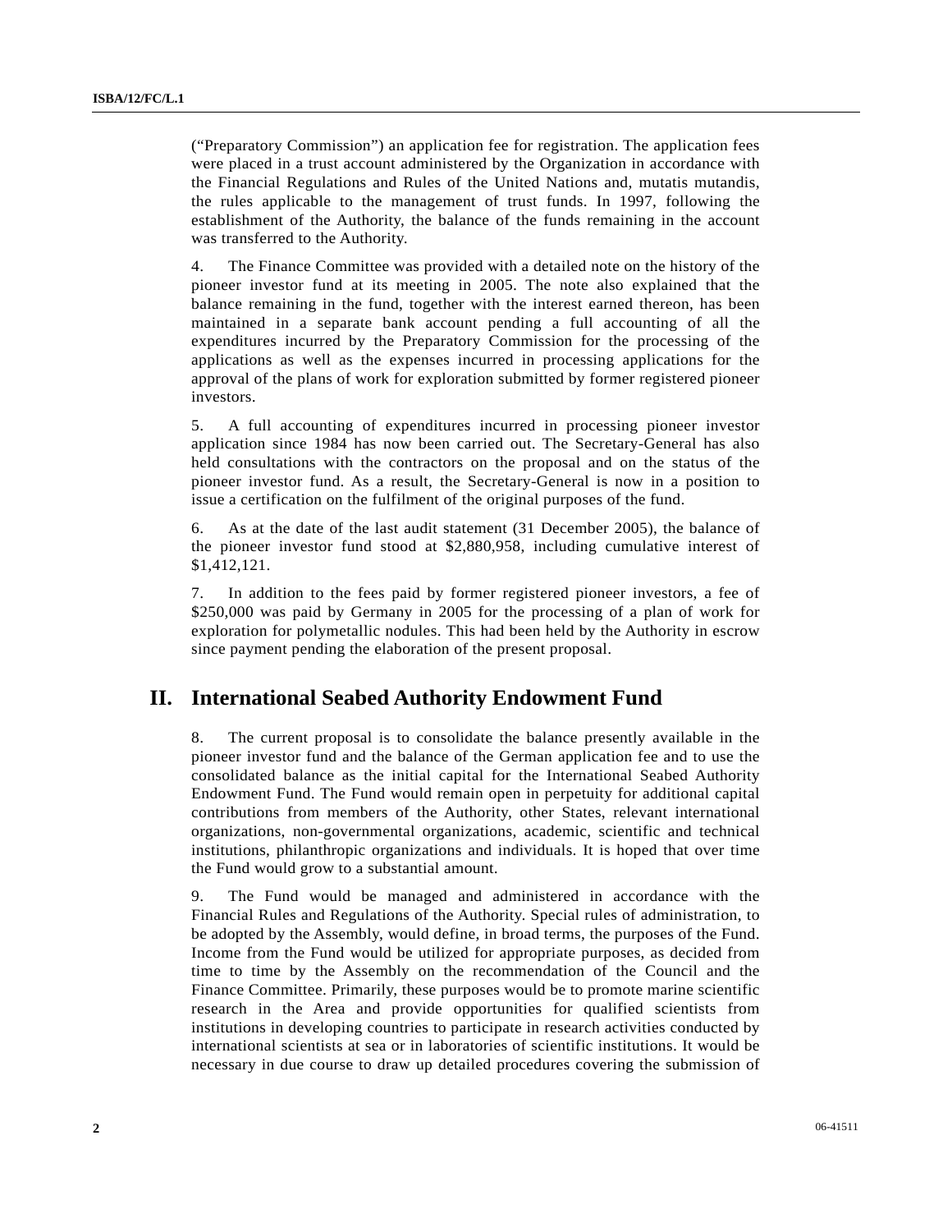("Preparatory Commission") an application fee for registration. The application fees were placed in a trust account administered by the Organization in accordance with the Financial Regulations and Rules of the United Nations and, mutatis mutandis, the rules applicable to the management of trust funds. In 1997, following the establishment of the Authority, the balance of the funds remaining in the account was transferred to the Authority.

4. The Finance Committee was provided with a detailed note on the history of the pioneer investor fund at its meeting in 2005. The note also explained that the balance remaining in the fund, together with the interest earned thereon, has been maintained in a separate bank account pending a full accounting of all the expenditures incurred by the Preparatory Commission for the processing of the applications as well as the expenses incurred in processing applications for the approval of the plans of work for exploration submitted by former registered pioneer investors.

5. A full accounting of expenditures incurred in processing pioneer investor application since 1984 has now been carried out. The Secretary-General has also held consultations with the contractors on the proposal and on the status of the pioneer investor fund. As a result, the Secretary-General is now in a position to issue a certification on the fulfilment of the original purposes of the fund.

6. As at the date of the last audit statement (31 December 2005), the balance of the pioneer investor fund stood at $2,880,958, including cumulative interest of $1,412,121.

7. In addition to the fees paid by former registered pioneer investors, a fee of $250,000 was paid by Germany in 2005 for the processing of a plan of work for exploration for polymetallic nodules. This had been held by the Authority in escrow since payment pending the elaboration of the present proposal.

## II. International Seabed Authority Endowment Fund

8. The current proposal is to consolidate the balance presently available in the pioneer investor fund and the balance of the German application fee and to use the consolidated balance as the initial capital for the International Seabed Authority Endowment Fund. The Fund would remain open in perpetuity for additional capital contributions from members of the Authority, other States, relevant international organizations, non-governmental organizations, academic, scientific and technical institutions, philanthropic organizations and individuals. It is hoped that over time the Fund would grow to a substantial amount.

9. The Fund would be managed and administered in accordance with the Financial Rules and Regulations of the Authority. Special rules of administration, to be adopted by the Assembly, would define, in broad terms, the purposes of the Fund. Income from the Fund would be utilized for appropriate purposes, as decided from time to time by the Assembly on the recommendation of the Council and the Finance Committee. Primarily, these purposes would be to promote marine scientific research in the Area and provide opportunities for qualified scientists from institutions in developing countries to participate in research activities conducted by international scientists at sea or in laboratories of scientific institutions. It would be necessary in due course to draw up detailed procedures covering the submission of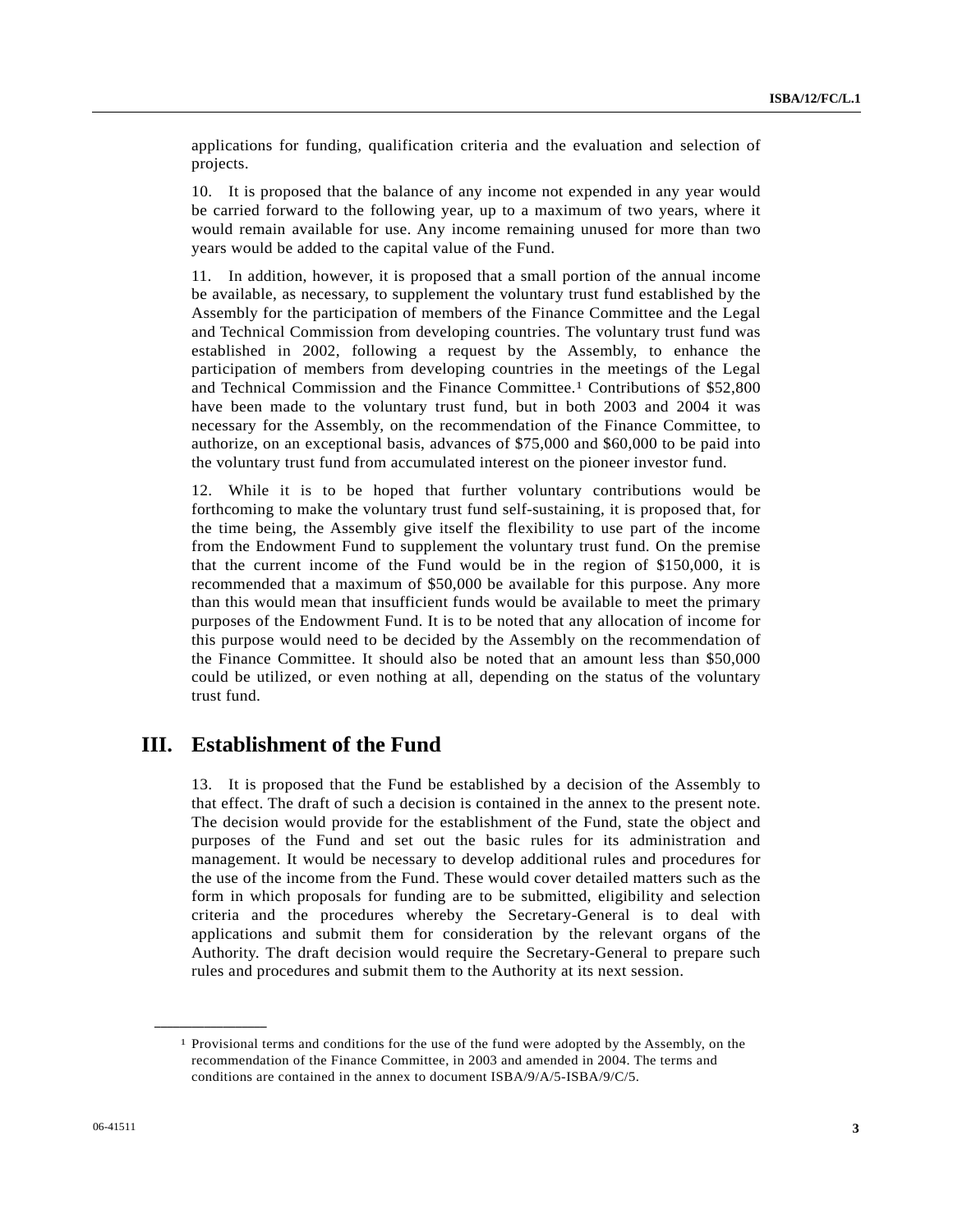applications for funding, qualification criteria and the evaluation and selection of projects.

10. It is proposed that the balance of any income not expended in any year would be carried forward to the following year, up to a maximum of two years, where it would remain available for use. Any income remaining unused for more than two years would be added to the capital value of the Fund.

11. In addition, however, it is proposed that a small portion of the annual income be available, as necessary, to supplement the voluntary trust fund established by the Assembly for the participation of members of the Finance Committee and the Legal and Technical Commission from developing countries. The voluntary trust fund was established in 2002, following a request by the Assembly, to enhance the participation of members from developing countries in the meetings of the Legal and Technical Commission and the Finance Committee.[1] Contributions of $52,800 have been made to the voluntary trust fund, but in both 2003 and 2004 it was necessary for the Assembly, on the recommendation of the Finance Committee, to authorize, on an exceptional basis, advances of $75,000 and $60,000 to be paid into the voluntary trust fund from accumulated interest on the pioneer investor fund.

12. While it is to be hoped that further voluntary contributions would be forthcoming to make the voluntary trust fund self-sustaining, it is proposed that, for the time being, the Assembly give itself the flexibility to use part of the income from the Endowment Fund to supplement the voluntary trust fund. On the premise that the current income of the Fund would be in the region of $150,000, it is recommended that a maximum of $50,000 be available for this purpose. Any more than this would mean that insufficient funds would be available to meet the primary purposes of the Endowment Fund. It is to be noted that any allocation of income for this purpose would need to be decided by the Assembly on the recommendation of the Finance Committee. It should also be noted that an amount less than $50,000 could be utilized, or even nothing at all, depending on the status of the voluntary trust fund.

## III. Establishment of the Fund

13. It is proposed that the Fund be established by a decision of the Assembly to that effect. The draft of such a decision is contained in the annex to the present note. The decision would provide for the establishment of the Fund, state the object and purposes of the Fund and set out the basic rules for its administration and management. It would be necessary to develop additional rules and procedures for the use of the income from the Fund. These would cover detailed matters such as the form in which proposals for funding are to be submitted, eligibility and selection criteria and the procedures whereby the Secretary-General is to deal with applications and submit them for consideration by the relevant organs of the Authority. The draft decision would require the Secretary-General to prepare such rules and procedures and submit them to the Authority at its next session.

---

[1] Provisional terms and conditions for the use of the fund were adopted by the Assembly, on the recommendation of the Finance Committee, in 2003 and amended in 2004. The terms and conditions are contained in the annex to document ISBA/9/A/5-ISBA/9/C/5.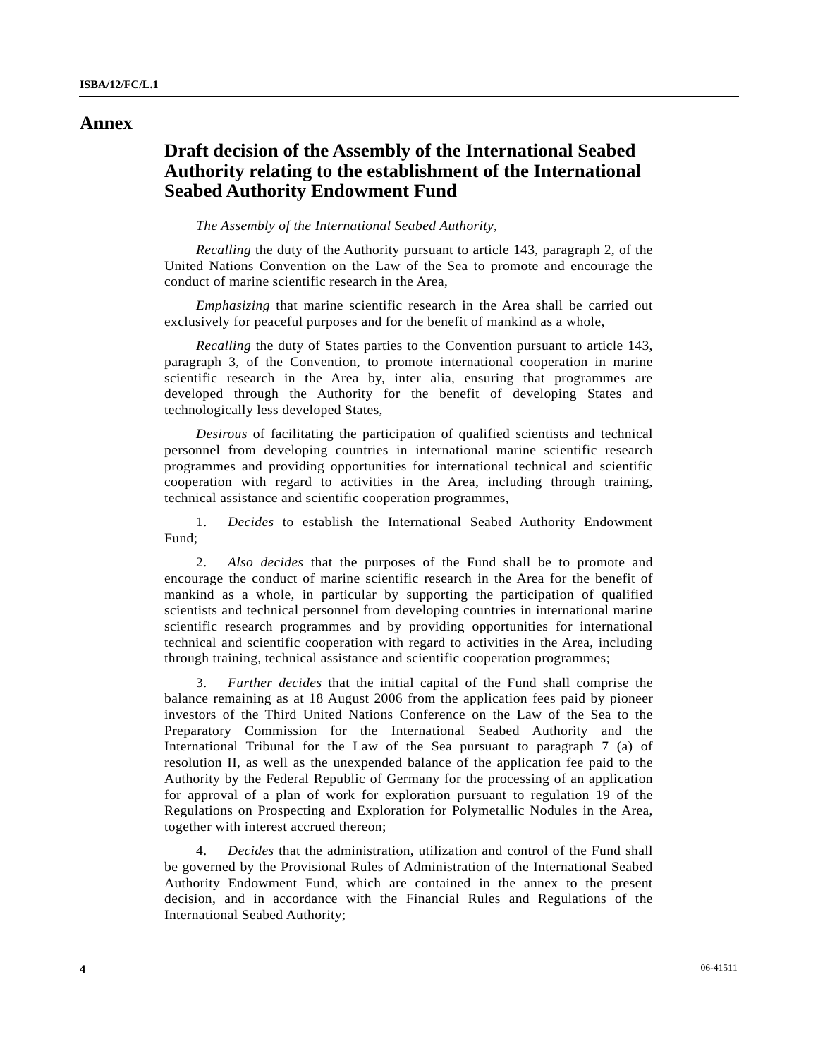# Annex

## Draft decision of the Assembly of the International Seabed Authority relating to the establishment of the International Seabed Authority Endowment Fund

*The Assembly of the International Seabed Authority*,

*Recalling* the duty of the Authority pursuant to article 143, paragraph 2, of the United Nations Convention on the Law of the Sea to promote and encourage the conduct of marine scientific research in the Area,

*Emphasizing* that marine scientific research in the Area shall be carried out exclusively for peaceful purposes and for the benefit of mankind as a whole,

*Recalling* the duty of States parties to the Convention pursuant to article 143, paragraph 3, of the Convention, to promote international cooperation in marine scientific research in the Area by, inter alia, ensuring that programmes are developed through the Authority for the benefit of developing States and technologically less developed States,

*Desirous* of facilitating the participation of qualified scientists and technical personnel from developing countries in international marine scientific research programmes and providing opportunities for international technical and scientific cooperation with regard to activities in the Area, including through training, technical assistance and scientific cooperation programmes,

1. *Decides* to establish the International Seabed Authority Endowment Fund;

2. *Also decides* that the purposes of the Fund shall be to promote and encourage the conduct of marine scientific research in the Area for the benefit of mankind as a whole, in particular by supporting the participation of qualified scientists and technical personnel from developing countries in international marine scientific research programmes and by providing opportunities for international technical and scientific cooperation with regard to activities in the Area, including through training, technical assistance and scientific cooperation programmes;

3. *Further decides* that the initial capital of the Fund shall comprise the balance remaining as at 18 August 2006 from the application fees paid by pioneer investors of the Third United Nations Conference on the Law of the Sea to the Preparatory Commission for the International Seabed Authority and the International Tribunal for the Law of the Sea pursuant to paragraph 7 (a) of resolution II, as well as the unexpended balance of the application fee paid to the Authority by the Federal Republic of Germany for the processing of an application for approval of a plan of work for exploration pursuant to regulation 19 of the Regulations on Prospecting and Exploration for Polymetallic Nodules in the Area, together with interest accrued thereon;

4. *Decides* that the administration, utilization and control of the Fund shall be governed by the Provisional Rules of Administration of the International Seabed Authority Endowment Fund, which are contained in the annex to the present decision, and in accordance with the Financial Rules and Regulations of the International Seabed Authority;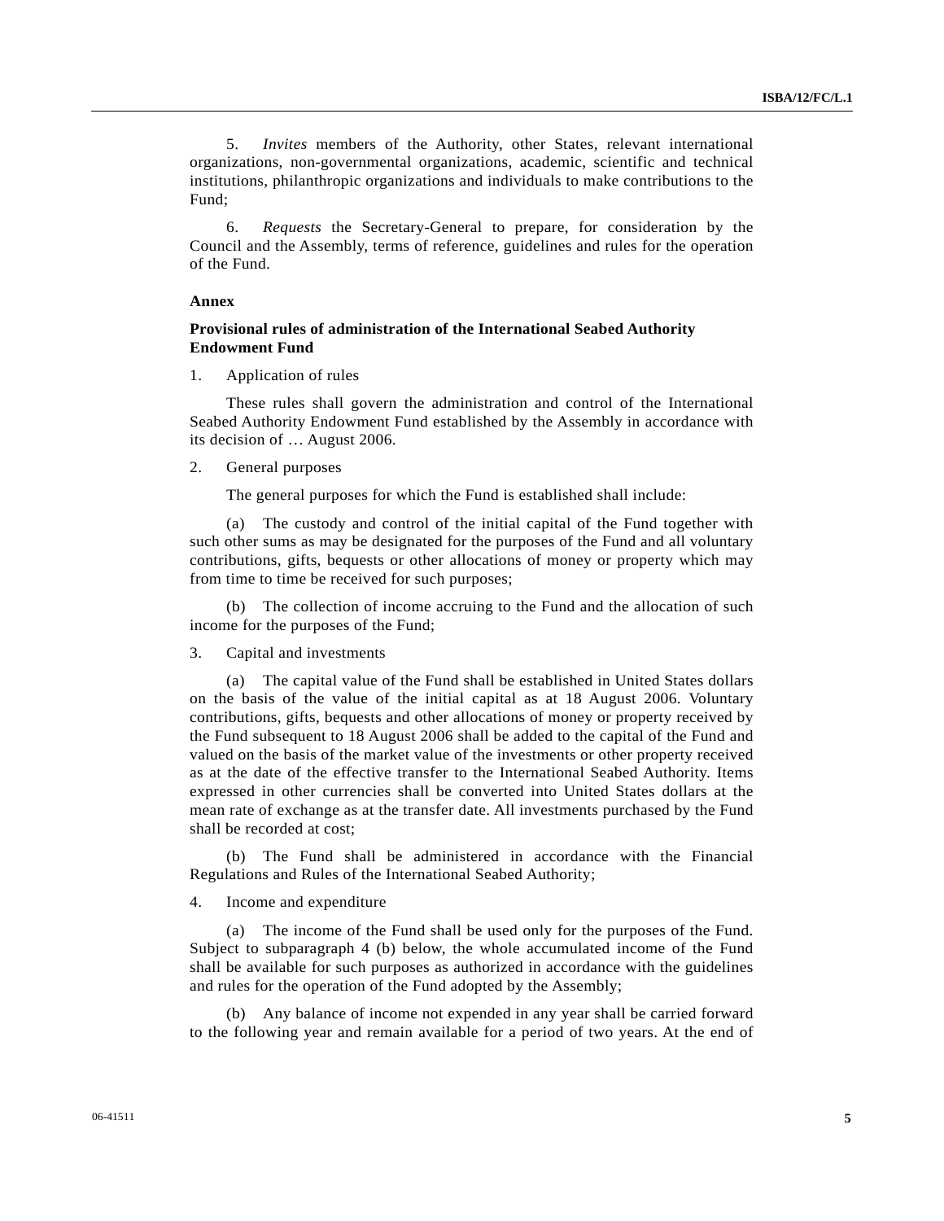5. *Invites* members of the Authority, other States, relevant international organizations, non-governmental organizations, academic, scientific and technical institutions, philanthropic organizations and individuals to make contributions to the Fund;

6. *Requests* the Secretary-General to prepare, for consideration by the Council and the Assembly, terms of reference, guidelines and rules for the operation of the Fund.

**Annex**

**Provisional rules of administration of the International Seabed Authority Endowment Fund**

1. Application of rules

These rules shall govern the administration and control of the International Seabed Authority Endowment Fund established by the Assembly in accordance with its decision of … August 2006.

2. General purposes

The general purposes for which the Fund is established shall include:

(a) The custody and control of the initial capital of the Fund together with such other sums as may be designated for the purposes of the Fund and all voluntary contributions, gifts, bequests or other allocations of money or property which may from time to time be received for such purposes;

(b) The collection of income accruing to the Fund and the allocation of such income for the purposes of the Fund;

3. Capital and investments

(a) The capital value of the Fund shall be established in United States dollars on the basis of the value of the initial capital as at 18 August 2006. Voluntary contributions, gifts, bequests and other allocations of money or property received by the Fund subsequent to 18 August 2006 shall be added to the capital of the Fund and valued on the basis of the market value of the investments or other property received as at the date of the effective transfer to the International Seabed Authority. Items expressed in other currencies shall be converted into United States dollars at the mean rate of exchange as at the transfer date. All investments purchased by the Fund shall be recorded at cost;

(b) The Fund shall be administered in accordance with the Financial Regulations and Rules of the International Seabed Authority;

4. Income and expenditure

(a) The income of the Fund shall be used only for the purposes of the Fund. Subject to subparagraph 4 (b) below, the whole accumulated income of the Fund shall be available for such purposes as authorized in accordance with the guidelines and rules for the operation of the Fund adopted by the Assembly;

(b) Any balance of income not expended in any year shall be carried forward to the following year and remain available for a period of two years. At the end of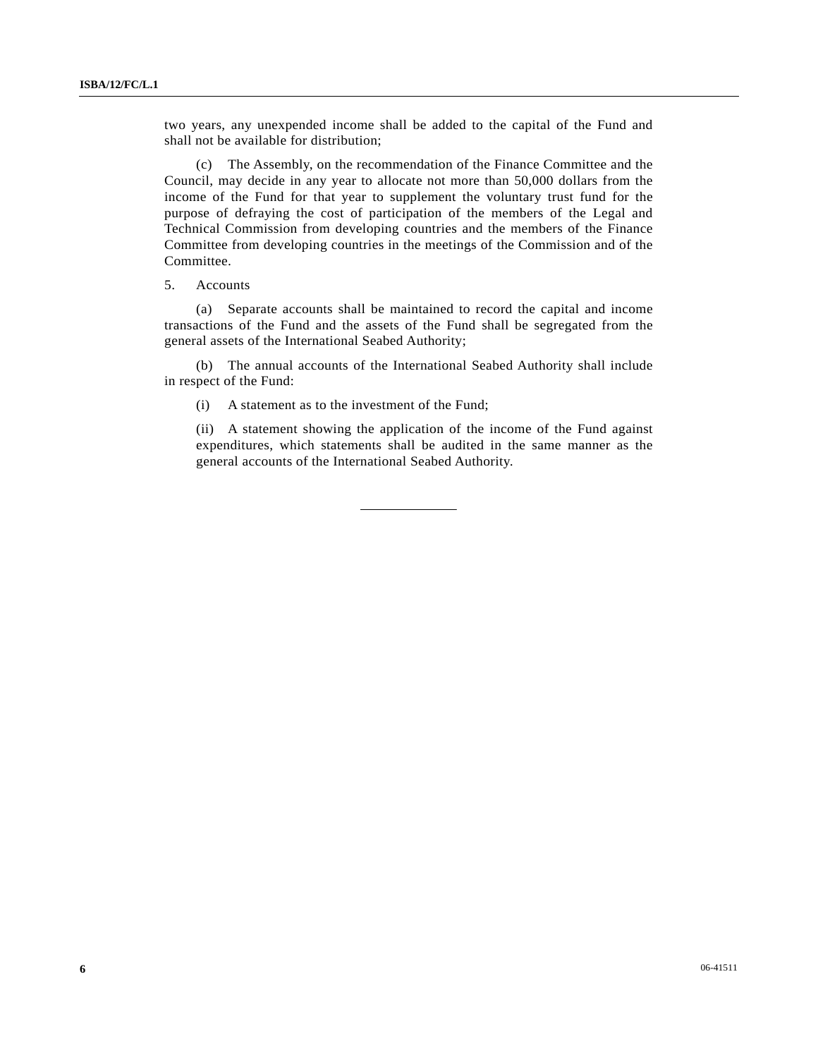two years, any unexpended income shall be added to the capital of the Fund and shall not be available for distribution;

(c) The Assembly, on the recommendation of the Finance Committee and the Council, may decide in any year to allocate not more than 50,000 dollars from the income of the Fund for that year to supplement the voluntary trust fund for the purpose of defraying the cost of participation of the members of the Legal and Technical Commission from developing countries and the members of the Finance Committee from developing countries in the meetings of the Commission and of the Committee.

5. Accounts

(a) Separate accounts shall be maintained to record the capital and income transactions of the Fund and the assets of the Fund shall be segregated from the general assets of the International Seabed Authority;

(b) The annual accounts of the International Seabed Authority shall include in respect of the Fund:

(i) A statement as to the investment of the Fund;

(ii) A statement showing the application of the income of the Fund against expenditures, which statements shall be audited in the same manner as the general accounts of the International Seabed Authority.